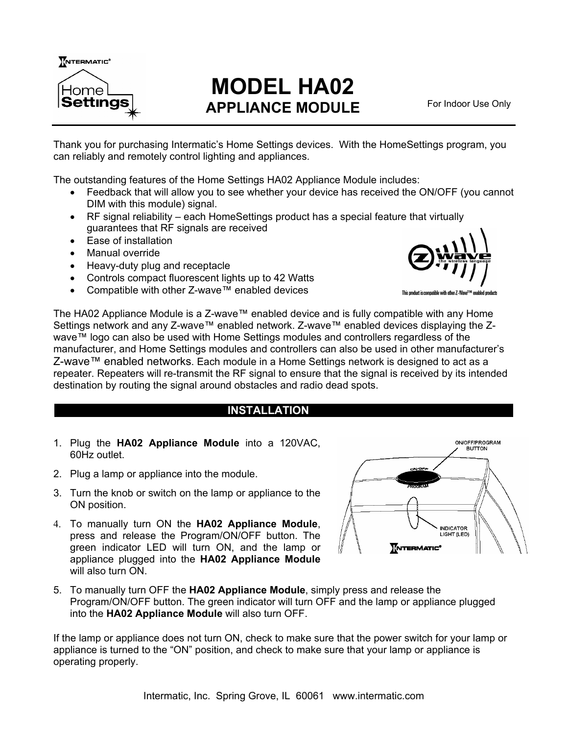# MODEL HA02

## APPLIANCE MODULE

For Indoor Use Only

Thank you for purchasing Intermatic's Home Settings devices. With the HomeSettings program, you can reliably and remotely control lighting and appliances.

The outstanding features of the Home Settings HA02 Appliance Module includes:

- Feedback that will allow you to see whether your device has received the ON/OFF (you cannot DIM with this module) signal.
- RF signal reliability – each HomeSettings product has a special feature that virtually guarantees that RF signals are received
- Ease of installation
- Manual override
- Heavy-duty plug and receptacle
- Controls compact fluorescent lights up to 42 Watts
- Compatible with other Z-wave™ enabled devices

The HA02 Appliance Module is a Z-wave™ enabled device and is fully compatible with any Home Settings network and any Z-wave™ enabled network. Z-wave™ enabled devices displaying the Z-wave™ logo can also be used with Home Settings modules and controllers regardless of the manufacturer, and Home Settings modules and controllers can also be used in other manufacturer's Z-wave™ enabled networks. Each module in a Home Settings network is designed to act as a repeater. Repeaters will re-transmit the RF signal to ensure that the signal is received by its intended destination by routing the signal around obstacles and radio dead spots.

## INSTALLATION

1. Plug the **HA02 Appliance Module** into a 120VAC, 60Hz outlet.
2. Plug a lamp or appliance into the module.
3. Turn the knob or switch on the lamp or appliance to the ON position.
4. To manually turn ON the **HA02 Appliance Module**, press and release the Program/ON/OFF button. The green indicator LED will turn ON, and the lamp or appliance plugged into the **HA02 Appliance Module** will also turn ON.
5. To manually turn OFF the **HA02 Appliance Module**, simply press and release the Program/ON/OFF button. The green indicator will turn OFF and the lamp or appliance plugged into the **HA02 Appliance Module** will also turn OFF.

If the lamp or appliance does not turn ON, check to make sure that the power switch for your lamp or appliance is turned to the "ON" position, and check to make sure that your lamp or appliance is operating properly.

Intermatic, Inc. Spring Grove, IL 60061 www.intermatic.com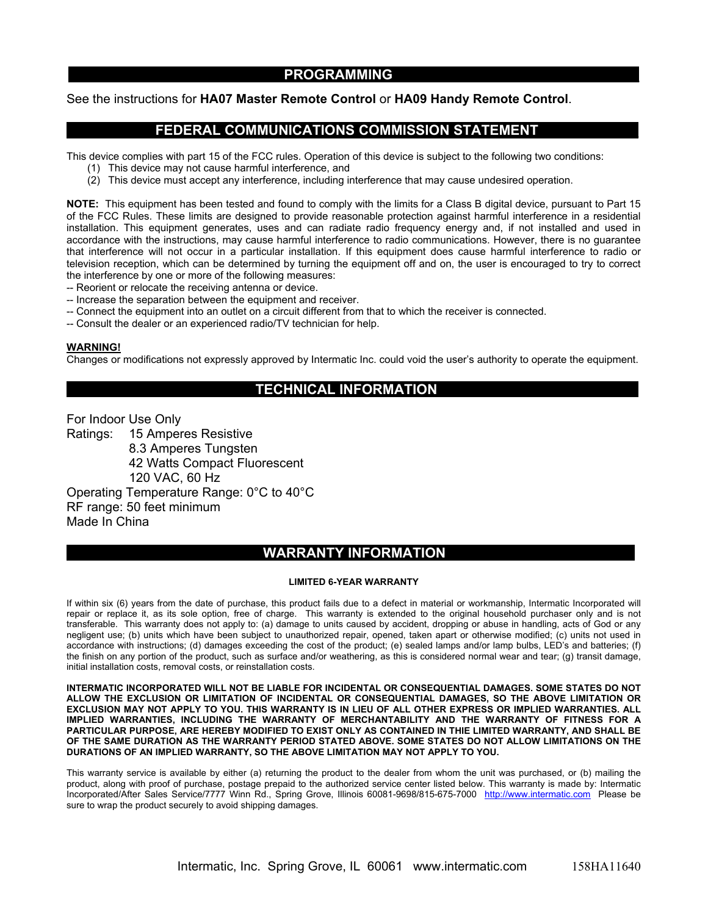## PROGRAMMING

See the instructions for **HA07 Master Remote Control** or **HA09 Handy Remote Control**.

## FEDERAL COMMUNICATIONS COMMISSION STATEMENT

This device complies with part 15 of the FCC rules. Operation of this device is subject to the following two conditions:

(1) This device may not cause harmful interference, and
(2) This device must accept any interference, including interference that may cause undesired operation.

**NOTE:** This equipment has been tested and found to comply with the limits for a Class B digital device, pursuant to Part 15 of the FCC Rules. These limits are designed to provide reasonable protection against harmful interference in a residential installation. This equipment generates, uses and can radiate radio frequency energy and, if not installed and used in accordance with the instructions, may cause harmful interference to radio communications. However, there is no guarantee that interference will not occur in a particular installation. If this equipment does cause harmful interference to radio or television reception, which can be determined by turning the equipment off and on, the user is encouraged to try to correct the interference by one or more of the following measures:

-- Reorient or relocate the receiving antenna or device.
-- Increase the separation between the equipment and receiver.
-- Connect the equipment into an outlet on a circuit different from that to which the receiver is connected.
-- Consult the dealer or an experienced radio/TV technician for help.

**WARNING!**

Changes or modifications not expressly approved by Intermatic Inc. could void the user's authority to operate the equipment.

## TECHNICAL INFORMATION

For Indoor Use Only

Ratings: 15 Amperes Resistive
8.3 Amperes Tungsten
42 Watts Compact Fluorescent
120 VAC, 60 Hz

Operating Temperature Range: 0°C to 40°C

RF range: 50 feet minimum

Made In China

## WARRANTY INFORMATION

**LIMITED 6-YEAR WARRANTY**

If within six (6) years from the date of purchase, this product fails due to a defect in material or workmanship, Intermatic Incorporated will repair or replace it, as its sole option, free of charge. This warranty is extended to the original household purchaser only and is not transferable. This warranty does not apply to: (a) damage to units caused by accident, dropping or abuse in handling, acts of God or any negligent use; (b) units which have been subject to unauthorized repair, opened, taken apart or otherwise modified; (c) units not used in accordance with instructions; (d) damages exceeding the cost of the product; (e) sealed lamps and/or lamp bulbs, LED's and batteries; (f) the finish on any portion of the product, such as surface and/or weathering, as this is considered normal wear and tear; (g) transit damage, initial installation costs, removal costs, or reinstallation costs.

**INTERMATIC INCORPORATED WILL NOT BE LIABLE FOR INCIDENTAL OR CONSEQUENTIAL DAMAGES. SOME STATES DO NOT ALLOW THE EXCLUSION OR LIMITATION OF INCIDENTAL OR CONSEQUENTIAL DAMAGES, SO THE ABOVE LIMITATION OR EXCLUSION MAY NOT APPLY TO YOU. THIS WARRANTY IS IN LIEU OF ALL OTHER EXPRESS OR IMPLIED WARRANTIES. ALL IMPLIED WARRANTIES, INCLUDING THE WARRANTY OF MERCHANTABILITY AND THE WARRANTY OF FITNESS FOR A PARTICULAR PURPOSE, ARE HEREBY MODIFIED TO EXIST ONLY AS CONTAINED IN THIE LIMITED WARRANTY, AND SHALL BE OF THE SAME DURATION AS THE WARRANTY PERIOD STATED ABOVE. SOME STATES DO NOT ALLOW LIMITATIONS ON THE DURATIONS OF AN IMPLIED WARRANTY, SO THE ABOVE LIMITATION MAY NOT APPLY TO YOU.**

This warranty service is available by either (a) returning the product to the dealer from whom the unit was purchased, or (b) mailing the product, along with proof of purchase, postage prepaid to the authorized service center listed below. This warranty is made by: Intermatic Incorporated/After Sales Service/7777 Winn Rd., Spring Grove, Illinois 60081-9698/815-675-7000 http://www.intermatic.com Please be sure to wrap the product securely to avoid shipping damages.

Intermatic, Inc. Spring Grove, IL 60061 www.intermatic.com 158HA11640